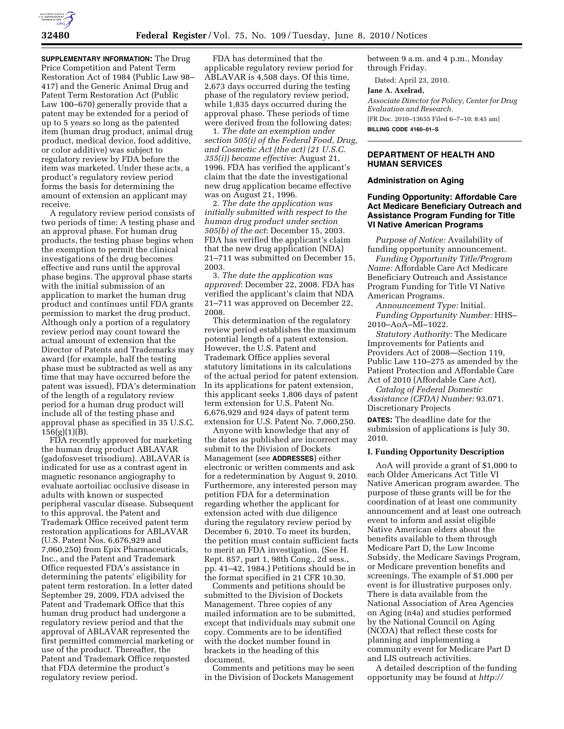**SUPPLEMENTARY INFORMATION:** The Drug Price Competition and Patent Term Restoration Act of 1984 (Public Law 98–417) and the Generic Animal Drug and Patent Term Restoration Act (Public Law 100–670) generally provide that a patent may be extended for a period of up to 5 years so long as the patented item (human drug product, animal drug product, medical device, food additive, or color additive) was subject to regulatory review by FDA before the item was marketed. Under these acts, a product's regulatory review period forms the basis for determining the amount of extension an applicant may receive.

A regulatory review period consists of two periods of time: A testing phase and an approval phase. For human drug products, the testing phase begins when the exemption to permit the clinical investigations of the drug becomes effective and runs until the approval phase begins. The approval phase starts with the initial submission of an application to market the human drug product and continues until FDA grants permission to market the drug product. Although only a portion of a regulatory review period may count toward the actual amount of extension that the Director of Patents and Trademarks may award (for example, half the testing phase must be subtracted as well as any time that may have occurred before the patent was issued), FDA's determination of the length of a regulatory review period for a human drug product will include all of the testing phase and approval phase as specified in 35 U.S.C. 156(g)(1)(B).

FDA recently approved for marketing the human drug product ABLAVAR (gadofosveset trisodium). ABLAVAR is indicated for use as a contrast agent in magnetic resonance angiography to evaluate aortoiliac occlusive disease in adults with known or suspected peripheral vascular disease. Subsequent to this approval, the Patent and Trademark Office received patent term restoration applications for ABLAVAR (U.S. Patent Nos. 6,676,929 and 7,060,250) from Epix Pharmaceuticals, Inc., and the Patent and Trademark Office requested FDA's assistance in determining the patents' eligibility for patent term restoration. In a letter dated September 29, 2009, FDA advised the Patent and Trademark Office that this human drug product had undergone a regulatory review period and that the approval of ABLAVAR represented the first permitted commercial marketing or use of the product. Thereafter, the Patent and Trademark Office requested that FDA determine the product's regulatory review period.

FDA has determined that the applicable regulatory review period for ABLAVAR is 4,508 days. Of this time, 2,673 days occurred during the testing phase of the regulatory review period, while 1,835 days occurred during the approval phase. These periods of time were derived from the following dates:

1. *The date an exemption under section 505(i) of the Federal Food, Drug, and Cosmetic Act (the act) (21 U.S.C. 355(i)) became effective*: August 21, 1996. FDA has verified the applicant's claim that the date the investigational new drug application became effective was on August 21, 1996.

2. *The date the application was initially submitted with respect to the human drug product under section 505(b) of the act*: December 15, 2003. FDA has verified the applicant's claim that the new drug application (NDA) 21–711 was submitted on December 15, 2003.

3. *The date the application was approved*: December 22, 2008. FDA has verified the applicant's claim that NDA 21–711 was approved on December 22, 2008.

This determination of the regulatory review period establishes the maximum potential length of a patent extension. However, the U.S. Patent and Trademark Office applies several statutory limitations in its calculations of the actual period for patent extension. In its applications for patent extension, this applicant seeks 1,806 days of patent term extension for U.S. Patent No. 6,676,929 and 924 days of patent term extension for U.S. Patent No. 7,060,250.

Anyone with knowledge that any of the dates as published are incorrect may submit to the Division of Dockets Management (see **ADDRESSES**) either electronic or written comments and ask for a redetermination by August 9, 2010. Furthermore, any interested person may petition FDA for a determination regarding whether the applicant for extension acted with due diligence during the regulatory review period by December 6, 2010. To meet its burden, the petition must contain sufficient facts to merit an FDA investigation. (See H. Rept. 857, part 1, 98th Cong., 2d sess., pp. 41–42, 1984.) Petitions should be in the format specified in 21 CFR 10.30.

Comments and petitions should be submitted to the Division of Dockets Management. Three copies of any mailed information are to be submitted, except that individuals may submit one copy. Comments are to be identified with the docket number found in brackets in the heading of this document.

Comments and petitions may be seen in the Division of Dockets Management between 9 a.m. and 4 p.m., Monday through Friday.

Dated: April 23, 2010.

**Jane A. Axelrad,**

*Associate Director for Policy, Center for Drug Evaluation and Research.*

[FR Doc. 2010–13655 Filed 6–7–10; 8:45 am]

**BILLING CODE 4160–01–S**

## DEPARTMENT OF HEALTH AND HUMAN SERVICES

### Administration on Aging

### Funding Opportunity: Affordable Care Act Medicare Beneficiary Outreach and Assistance Program Funding for Title VI Native American Programs

*Purpose of Notice:* Availability of funding opportunity announcement.

*Funding Opportunity Title/Program Name:* Affordable Care Act Medicare Beneficiary Outreach and Assistance Program Funding for Title VI Native American Programs.

*Announcement Type:* Initial.

*Funding Opportunity Number:* HHS–2010–AoA–MI–1022.

*Statutory Authority:* The Medicare Improvements for Patients and Providers Act of 2008—Section 119, Public Law 110–275 as amended by the Patient Protection and Affordable Care Act of 2010 (Affordable Care Act).

*Catalog of Federal Domestic Assistance (CFDA) Number:* 93.071. Discretionary Projects

**DATES:** The deadline date for the submission of applications is July 30, 2010.

#### I. Funding Opportunity Description

AoA will provide a grant of $1,000 to each Older Americans Act Title VI Native American program awardee. The purpose of these grants will be for the coordination of at least one community announcement and at least one outreach event to inform and assist eligible Native American elders about the benefits available to them through Medicare Part D, the Low Income Subsidy, the Medicare Savings Program, or Medicare prevention benefits and screenings. The example of $1,000 per event is for illustrative purposes only. There is data available from the National Association of Area Agencies on Aging (n4a) and studies performed by the National Council on Aging (NCOA) that reflect these costs for planning and implementing a community event for Medicare Part D and LIS outreach activities.

A detailed description of the funding opportunity may be found at *http://*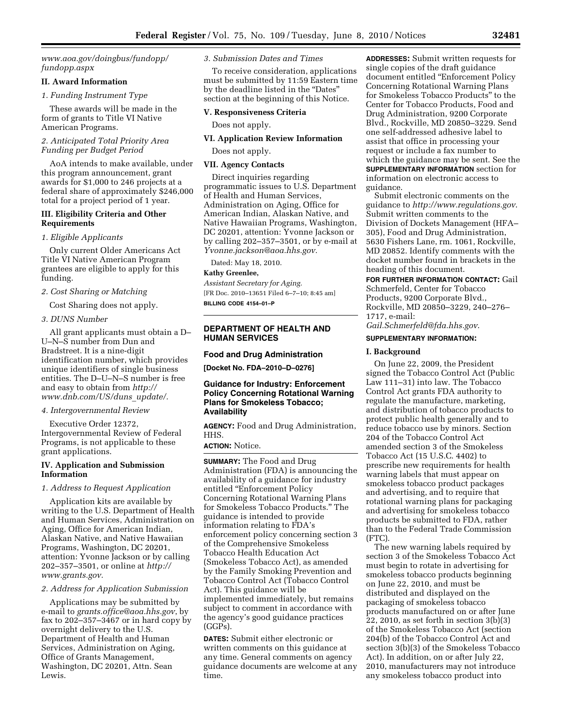*www.aoa.gov/doingbus/fundopp/fundopp.aspx*

## II. Award Information

### *1. Funding Instrument Type*

These awards will be made in the form of grants to Title VI Native American Programs.

### *2. Anticipated Total Priority Area Funding per Budget Period*

AoA intends to make available, under this program announcement, grant awards for $1,000 to 246 projects at a federal share of approximately $246,000 total for a project period of 1 year.

## III. Eligibility Criteria and Other Requirements

### *1. Eligible Applicants*

Only current Older Americans Act Title VI Native American Program grantees are eligible to apply for this funding.

### *2. Cost Sharing or Matching*

Cost Sharing does not apply.

### *3. DUNS Number*

All grant applicants must obtain a D–U–N–S number from Dun and Bradstreet. It is a nine-digit identification number, which provides unique identifiers of single business entities. The D–U–N–S number is free and easy to obtain from *http://www.dnb.com/US/duns_update/*.

### *4. Intergovernmental Review*

Executive Order 12372, Intergovernmental Review of Federal Programs, is not applicable to these grant applications.

## IV. Application and Submission Information

### *1. Address to Request Application*

Application kits are available by writing to the U.S. Department of Health and Human Services, Administration on Aging, Office for American Indian, Alaskan Native, and Native Hawaiian Programs, Washington, DC 20201, attention: Yvonne Jackson or by calling 202–357–3501, or online at *http://www.grants.gov*.

### *2. Address for Application Submission*

Applications may be submitted by e-mail to *grants.office@aoa.hhs.gov*, by fax to 202–357–3467 or in hard copy by overnight delivery to the U.S. Department of Health and Human Services, Administration on Aging, Office of Grants Management, Washington, DC 20201, Attn. Sean Lewis.

### *3. Submission Dates and Times*

To receive consideration, applications must be submitted by 11:59 Eastern time by the deadline listed in the "Dates" section at the beginning of this Notice.

## V. Responsiveness Criteria

Does not apply.

## VI. Application Review Information

Does not apply.

## VII. Agency Contacts

Direct inquiries regarding programmatic issues to U.S. Department of Health and Human Services, Administration on Aging, Office for American Indian, Alaskan Native, and Native Hawaiian Programs, Washington, DC 20201, attention: Yvonne Jackson or by calling 202–357–3501, or by e-mail at *Yvonne.jackson@aoa.hhs.gov*.

Dated: May 18, 2010.

**Kathy Greenlee,**

*Assistant Secretary for Aging.*

[FR Doc. 2010–13651 Filed 6–7–10; 8:45 am]

**BILLING CODE 4154–01–P**

---

# DEPARTMENT OF HEALTH AND HUMAN SERVICES

## Food and Drug Administration

**[Docket No. FDA–2010–D–0276]**

## Guidance for Industry: Enforcement Policy Concerning Rotational Warning Plans for Smokeless Tobacco; Availability

**AGENCY:** Food and Drug Administration, HHS.

**ACTION:** Notice.

**SUMMARY:** The Food and Drug Administration (FDA) is announcing the availability of a guidance for industry entitled "Enforcement Policy Concerning Rotational Warning Plans for Smokeless Tobacco Products." The guidance is intended to provide information relating to FDA's enforcement policy concerning section 3 of the Comprehensive Smokeless Tobacco Health Education Act (Smokeless Tobacco Act), as amended by the Family Smoking Prevention and Tobacco Control Act (Tobacco Control Act). This guidance will be implemented immediately, but remains subject to comment in accordance with the agency's good guidance practices (GGPs).

**DATES:** Submit either electronic or written comments on this guidance at any time. General comments on agency guidance documents are welcome at any time.

**ADDRESSES:** Submit written requests for single copies of the draft guidance document entitled "Enforcement Policy Concerning Rotational Warning Plans for Smokeless Tobacco Products" to the Center for Tobacco Products, Food and Drug Administration, 9200 Corporate Blvd., Rockville, MD 20850–3229. Send one self-addressed adhesive label to assist that office in processing your request or include a fax number to which the guidance may be sent. See the **SUPPLEMENTARY INFORMATION** section for information on electronic access to guidance.

Submit electronic comments on the guidance to *http://www.regulations.gov*. Submit written comments to the Division of Dockets Management (HFA–305), Food and Drug Administration, 5630 Fishers Lane, rm. 1061, Rockville, MD 20852. Identify comments with the docket number found in brackets in the heading of this document.

**FOR FURTHER INFORMATION CONTACT:** Gail Schmerfeld, Center for Tobacco Products, 9200 Corporate Blvd., Rockville, MD 20850–3229, 240–276–1717, e-mail: *Gail.Schmerfeld@fda.hhs.gov*.

**SUPPLEMENTARY INFORMATION:**

## I. Background

On June 22, 2009, the President signed the Tobacco Control Act (Public Law 111–31) into law. The Tobacco Control Act grants FDA authority to regulate the manufacture, marketing, and distribution of tobacco products to protect public health generally and to reduce tobacco use by minors. Section 204 of the Tobacco Control Act amended section 3 of the Smokeless Tobacco Act (15 U.S.C. 4402) to prescribe new requirements for health warning labels that must appear on smokeless tobacco product packages and advertising, and to require that rotational warning plans for packaging and advertising for smokeless tobacco products be submitted to FDA, rather than to the Federal Trade Commission (FTC).

The new warning labels required by section 3 of the Smokeless Tobacco Act must begin to rotate in advertising for smokeless tobacco products beginning on June 22, 2010, and must be distributed and displayed on the packaging of smokeless tobacco products manufactured on or after June 22, 2010, as set forth in section 3(b)(3) of the Smokeless Tobacco Act (section 204(b) of the Tobacco Control Act and section 3(b)(3) of the Smokeless Tobacco Act). In addition, on or after July 22, 2010, manufacturers may not introduce any smokeless tobacco product into